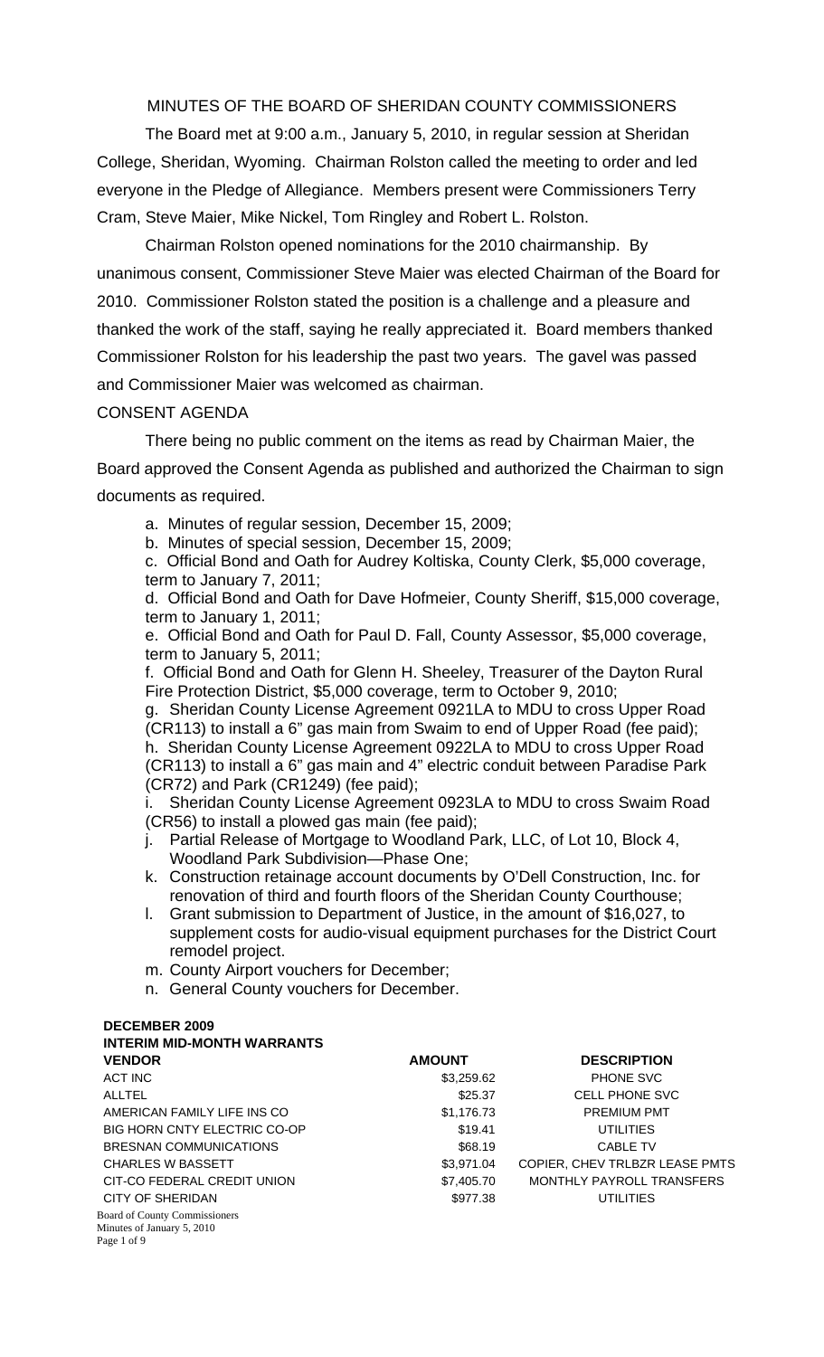# MINUTES OF THE BOARD OF SHERIDAN COUNTY COMMISSIONERS

The Board met at 9:00 a.m., January 5, 2010, in regular session at Sheridan College, Sheridan, Wyoming. Chairman Rolston called the meeting to order and led everyone in the Pledge of Allegiance. Members present were Commissioners Terry Cram, Steve Maier, Mike Nickel, Tom Ringley and Robert L. Rolston.

Chairman Rolston opened nominations for the 2010 chairmanship. By unanimous consent, Commissioner Steve Maier was elected Chairman of the Board for 2010. Commissioner Rolston stated the position is a challenge and a pleasure and thanked the work of the staff, saying he really appreciated it. Board members thanked Commissioner Rolston for his leadership the past two years. The gavel was passed and Commissioner Maier was welcomed as chairman.

## CONSENT AGENDA

There being no public comment on the items as read by Chairman Maier, the Board approved the Consent Agenda as published and authorized the Chairman to sign documents as required.

a. Minutes of regular session, December 15, 2009;
b. Minutes of special session, December 15, 2009;
c. Official Bond and Oath for Audrey Koltiska, County Clerk, $5,000 coverage, term to January 7, 2011;
d. Official Bond and Oath for Dave Hofmeier, County Sheriff, $15,000 coverage, term to January 1, 2011;
e. Official Bond and Oath for Paul D. Fall, County Assessor, $5,000 coverage, term to January 5, 2011;
f. Official Bond and Oath for Glenn H. Sheeley, Treasurer of the Dayton Rural Fire Protection District, $5,000 coverage, term to October 9, 2010;
g. Sheridan County License Agreement 0921LA to MDU to cross Upper Road (CR113) to install a 6" gas main from Swaim to end of Upper Road (fee paid);
h. Sheridan County License Agreement 0922LA to MDU to cross Upper Road (CR113) to install a 6" gas main and 4" electric conduit between Paradise Park (CR72) and Park (CR1249) (fee paid);
i. Sheridan County License Agreement 0923LA to MDU to cross Swaim Road (CR56) to install a plowed gas main (fee paid);
j. Partial Release of Mortgage to Woodland Park, LLC, of Lot 10, Block 4, Woodland Park Subdivision—Phase One;
k. Construction retainage account documents by O'Dell Construction, Inc. for renovation of third and fourth floors of the Sheridan County Courthouse;
l. Grant submission to Department of Justice, in the amount of $16,027, to supplement costs for audio-visual equipment purchases for the District Court remodel project.
m. County Airport vouchers for December;
n. General County vouchers for December.

**DECEMBER 2009**
**INTERIM MID-MONTH WARRANTS**

| VENDOR | AMOUNT | DESCRIPTION |
|---|---|---|
| ACT INC | $3,259.62 | PHONE SVC |
| ALLTEL | $25.37 | CELL PHONE SVC |
| AMERICAN FAMILY LIFE INS CO | $1,176.73 | PREMIUM PMT |
| BIG HORN CNTY ELECTRIC CO-OP | $19.41 | UTILITIES |
| BRESNAN COMMUNICATIONS | $68.19 | CABLE TV |
| CHARLES W BASSETT | $3,971.04 | COPIER, CHEV TRLBZR LEASE PMTS |
| CIT-CO FEDERAL CREDIT UNION | $7,405.70 | MONTHLY PAYROLL TRANSFERS |
| CITY OF SHERIDAN | $977.38 | UTILITIES |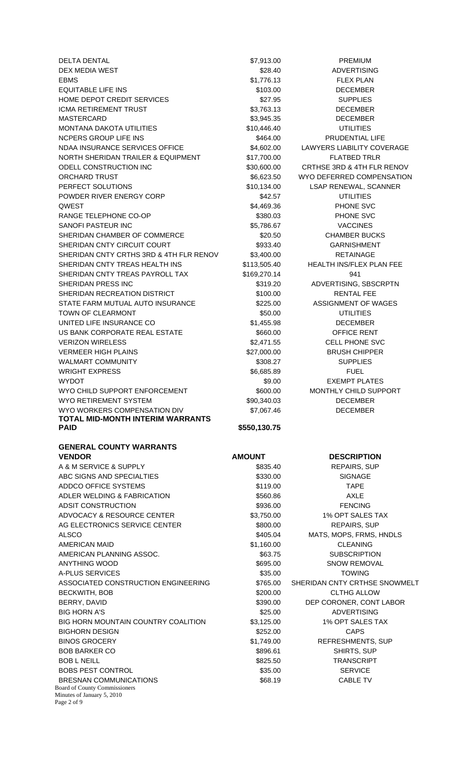| | | |
|---|---|---|
| DELTA DENTAL | $7,913.00 | PREMIUM |
| DEX MEDIA WEST | $28.40 | ADVERTISING |
| EBMS | $1,776.13 | FLEX PLAN |
| EQUITABLE LIFE INS | $103.00 | DECEMBER |
| HOME DEPOT CREDIT SERVICES | $27.95 | SUPPLIES |
| ICMA RETIREMENT TRUST | $3,763.13 | DECEMBER |
| MASTERCARD | $3,945.35 | DECEMBER |
| MONTANA DAKOTA UTILITIES | $10,446.40 | UTILITIES |
| NCPERS GROUP LIFE INS | $464.00 | PRUDENTIAL LIFE |
| NDAA INSURANCE SERVICES OFFICE | $4,602.00 | LAWYERS LIABILITY COVERAGE |
| NORTH SHERIDAN TRAILER & EQUIPMENT | $17,700.00 | FLATBED TRLR |
| ODELL CONSTRUCTION INC | $30,600.00 | CRTHSE 3RD & 4TH FLR RENOV |
| ORCHARD TRUST | $6,623.50 | WYO DEFERRED COMPENSATION |
| PERFECT SOLUTIONS | $10,134.00 | LSAP RENEWAL, SCANNER |
| POWDER RIVER ENERGY CORP | $42.57 | UTILITIES |
| QWEST | $4,469.36 | PHONE SVC |
| RANGE TELEPHONE CO-OP | $380.03 | PHONE SVC |
| SANOFI PASTEUR INC | $5,786.67 | VACCINES |
| SHERIDAN CHAMBER OF COMMERCE | $20.50 | CHAMBER BUCKS |
| SHERIDAN CNTY CIRCUIT COURT | $933.40 | GARNISHMENT |
| SHERIDAN CNTY CRTHS 3RD & 4TH FLR RENOV | $3,400.00 | RETAINAGE |
| SHERIDAN CNTY TREAS HEALTH INS | $113,505.40 | HEALTH INS/FLEX PLAN FEE |
| SHERIDAN CNTY TREAS PAYROLL TAX | $169,270.14 | 941 |
| SHERIDAN PRESS INC | $319.20 | ADVERTISING, SBSCRPTN |
| SHERIDAN RECREATION DISTRICT | $100.00 | RENTAL FEE |
| STATE FARM MUTUAL AUTO INSURANCE | $225.00 | ASSIGNMENT OF WAGES |
| TOWN OF CLEARMONT | $50.00 | UTILITIES |
| UNITED LIFE INSURANCE CO | $1,455.98 | DECEMBER |
| US BANK CORPORATE REAL ESTATE | $660.00 | OFFICE RENT |
| VERIZON WIRELESS | $2,471.55 | CELL PHONE SVC |
| VERMEER HIGH PLAINS | $27,000.00 | BRUSH CHIPPER |
| WALMART COMMUNITY | $308.27 | SUPPLIES |
| WRIGHT EXPRESS | $6,685.89 | FUEL |
| WYDOT | $9.00 | EXEMPT PLATES |
| WYO CHILD SUPPORT ENFORCEMENT | $600.00 | MONTHLY CHILD SUPPORT |
| WYO RETIREMENT SYSTEM | $90,340.03 | DECEMBER |
| WYO WORKERS COMPENSATION DIV | $7,067.46 | DECEMBER |
| **TOTAL MID-MONTH INTERIM WARRANTS PAID** | **$550,130.75** | |

**GENERAL COUNTY WARRANTS**

| VENDOR | AMOUNT | DESCRIPTION |
|---|---|---|
| A & M SERVICE & SUPPLY | $835.40 | REPAIRS, SUP |
| ABC SIGNS AND SPECIALTIES | $330.00 | SIGNAGE |
| ADDCO OFFICE SYSTEMS | $119.00 | TAPE |
| ADLER WELDING & FABRICATION | $560.86 | AXLE |
| ADSIT CONSTRUCTION | $936.00 | FENCING |
| ADVOCACY & RESOURCE CENTER | $3,750.00 | 1% OPT SALES TAX |
| AG ELECTRONICS SERVICE CENTER | $800.00 | REPAIRS, SUP |
| ALSCO | $405.04 | MATS, MOPS, FRMS, HNDLS |
| AMERICAN MAID | $1,160.00 | CLEANING |
| AMERICAN PLANNING ASSOC. | $63.75 | SUBSCRIPTION |
| ANYTHING WOOD | $695.00 | SNOW REMOVAL |
| A-PLUS SERVICES | $35.00 | TOWING |
| ASSOCIATED CONSTRUCTION ENGINEERING | $765.00 | SHERIDAN CNTY CRTHSE SNOWMELT |
| BECKWITH, BOB | $200.00 | CLTHG ALLOW |
| BERRY, DAVID | $390.00 | DEP CORONER, CONT LABOR |
| BIG HORN A'S | $25.00 | ADVERTISING |
| BIG HORN MOUNTAIN COUNTRY COALITION | $3,125.00 | 1% OPT SALES TAX |
| BIGHORN DESIGN | $252.00 | CAPS |
| BINOS GROCERY | $1,749.00 | REFRESHMENTS, SUP |
| BOB BARKER CO | $896.61 | SHIRTS, SUP |
| BOB L NEILL | $825.50 | TRANSCRIPT |
| BOBS PEST CONTROL | $35.00 | SERVICE |
| BRESNAN COMMUNICATIONS | $68.19 | CABLE TV |

Board of County Commissioners
Minutes of January 5, 2010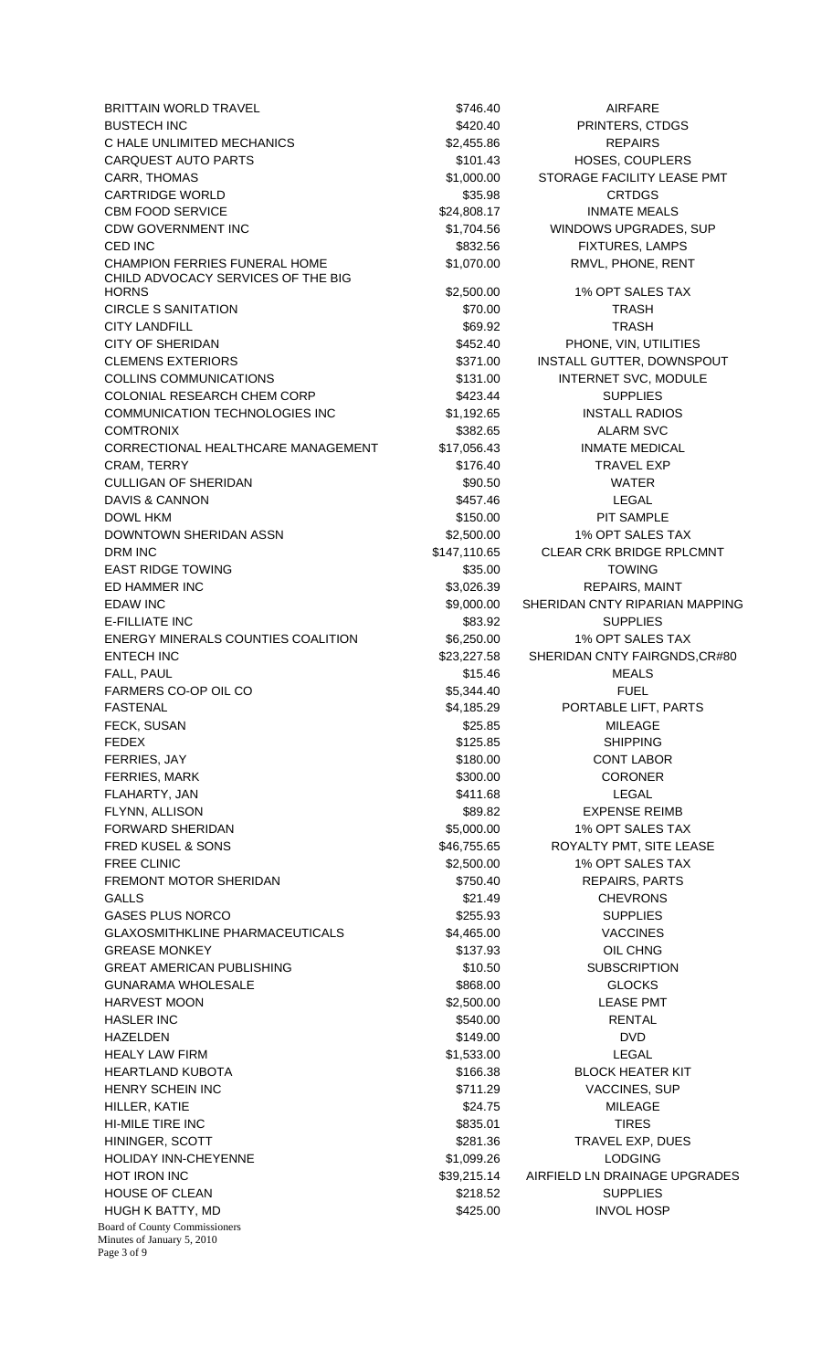| | | |
|---|---|---|
| BRITTAIN WORLD TRAVEL | $746.40 | AIRFARE |
| BUSTECH INC | $420.40 | PRINTERS, CTDGS |
| C HALE UNLIMITED MECHANICS | $2,455.86 | REPAIRS |
| CARQUEST AUTO PARTS | $101.43 | HOSES, COUPLERS |
| CARR, THOMAS | $1,000.00 | STORAGE FACILITY LEASE PMT |
| CARTRIDGE WORLD | $35.98 | CRTDGS |
| CBM FOOD SERVICE | $24,808.17 | INMATE MEALS |
| CDW GOVERNMENT INC | $1,704.56 | WINDOWS UPGRADES, SUP |
| CED INC | $832.56 | FIXTURES, LAMPS |
| CHAMPION FERRIES FUNERAL HOME | $1,070.00 | RMVL, PHONE, RENT |
| CHILD ADVOCACY SERVICES OF THE BIG HORNS | $2,500.00 | 1% OPT SALES TAX |
| CIRCLE S SANITATION | $70.00 | TRASH |
| CITY LANDFILL | $69.92 | TRASH |
| CITY OF SHERIDAN | $452.40 | PHONE, VIN, UTILITIES |
| CLEMENS EXTERIORS | $371.00 | INSTALL GUTTER, DOWNSPOUT |
| COLLINS COMMUNICATIONS | $131.00 | INTERNET SVC, MODULE |
| COLONIAL RESEARCH CHEM CORP | $423.44 | SUPPLIES |
| COMMUNICATION TECHNOLOGIES INC | $1,192.65 | INSTALL RADIOS |
| COMTRONIX | $382.65 | ALARM SVC |
| CORRECTIONAL HEALTHCARE MANAGEMENT | $17,056.43 | INMATE MEDICAL |
| CRAM, TERRY | $176.40 | TRAVEL EXP |
| CULLIGAN OF SHERIDAN | $90.50 | WATER |
| DAVIS & CANNON | $457.46 | LEGAL |
| DOWL HKM | $150.00 | PIT SAMPLE |
| DOWNTOWN SHERIDAN ASSN | $2,500.00 | 1% OPT SALES TAX |
| DRM INC | $147,110.65 | CLEAR CRK BRIDGE RPLCMNT |
| EAST RIDGE TOWING | $35.00 | TOWING |
| ED HAMMER INC | $3,026.39 | REPAIRS, MAINT |
| EDAW INC | $9,000.00 | SHERIDAN CNTY RIPARIAN MAPPING |
| E-FILLIATE INC | $83.92 | SUPPLIES |
| ENERGY MINERALS COUNTIES COALITION | $6,250.00 | 1% OPT SALES TAX |
| ENTECH INC | $23,227.58 | SHERIDAN CNTY FAIRGNDS,CR#80 |
| FALL, PAUL | $15.46 | MEALS |
| FARMERS CO-OP OIL CO | $5,344.40 | FUEL |
| FASTENAL | $4,185.29 | PORTABLE LIFT, PARTS |
| FECK, SUSAN | $25.85 | MILEAGE |
| FEDEX | $125.85 | SHIPPING |
| FERRIES, JAY | $180.00 | CONT LABOR |
| FERRIES, MARK | $300.00 | CORONER |
| FLAHARTY, JAN | $411.68 | LEGAL |
| FLYNN, ALLISON | $89.82 | EXPENSE REIMB |
| FORWARD SHERIDAN | $5,000.00 | 1% OPT SALES TAX |
| FRED KUSEL & SONS | $46,755.65 | ROYALTY PMT, SITE LEASE |
| FREE CLINIC | $2,500.00 | 1% OPT SALES TAX |
| FREMONT MOTOR SHERIDAN | $750.40 | REPAIRS, PARTS |
| GALLS | $21.49 | CHEVRONS |
| GASES PLUS NORCO | $255.93 | SUPPLIES |
| GLAXOSMITHKLINE PHARMACEUTICALS | $4,465.00 | VACCINES |
| GREASE MONKEY | $137.93 | OIL CHNG |
| GREAT AMERICAN PUBLISHING | $10.50 | SUBSCRIPTION |
| GUNARAMA WHOLESALE | $868.00 | GLOCKS |
| HARVEST MOON | $2,500.00 | LEASE PMT |
| HASLER INC | $540.00 | RENTAL |
| HAZELDEN | $149.00 | DVD |
| HEALY LAW FIRM | $1,533.00 | LEGAL |
| HEARTLAND KUBOTA | $166.38 | BLOCK HEATER KIT |
| HENRY SCHEIN INC | $711.29 | VACCINES, SUP |
| HILLER, KATIE | $24.75 | MILEAGE |
| HI-MILE TIRE INC | $835.01 | TIRES |
| HININGER, SCOTT | $281.36 | TRAVEL EXP, DUES |
| HOLIDAY INN-CHEYENNE | $1,099.26 | LODGING |
| HOT IRON INC | $39,215.14 | AIRFIELD LN DRAINAGE UPGRADES |
| HOUSE OF CLEAN | $218.52 | SUPPLIES |
| HUGH K BATTY, MD | $425.00 | INVOL HOSP |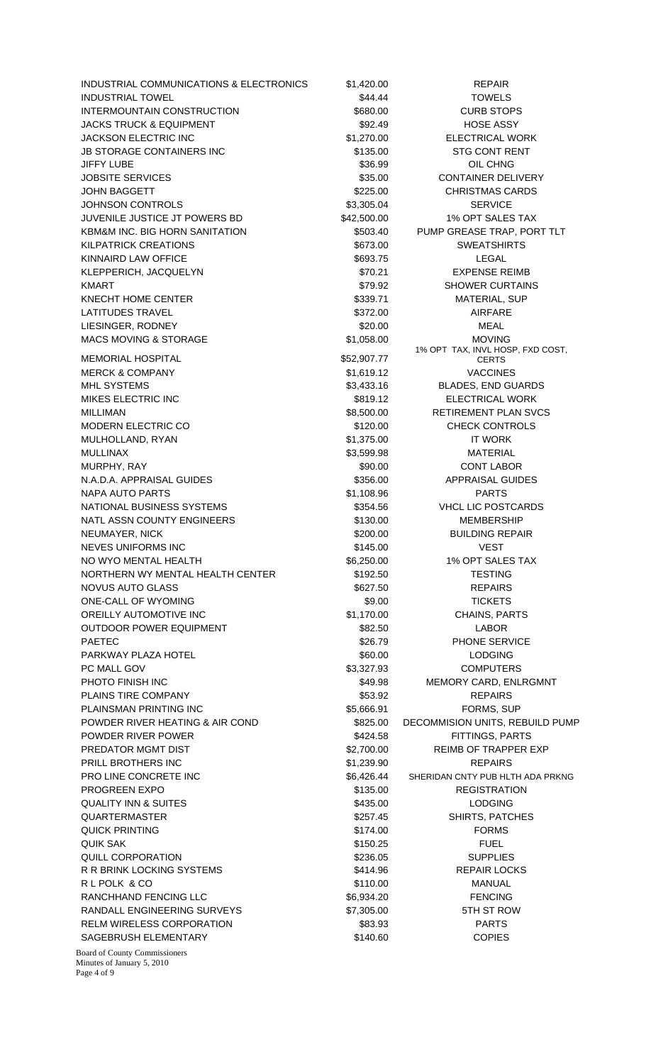| | | |
|---|---|---|
| INDUSTRIAL COMMUNICATIONS & ELECTRONICS | $1,420.00 | REPAIR |
| INDUSTRIAL TOWEL | $44.44 | TOWELS |
| INTERMOUNTAIN CONSTRUCTION | $680.00 | CURB STOPS |
| JACKS TRUCK & EQUIPMENT | $92.49 | HOSE ASSY |
| JACKSON ELECTRIC INC | $1,270.00 | ELECTRICAL WORK |
| JB STORAGE CONTAINERS INC | $135.00 | STG CONT RENT |
| JIFFY LUBE | $36.99 | OIL CHNG |
| JOBSITE SERVICES | $35.00 | CONTAINER DELIVERY |
| JOHN BAGGETT | $225.00 | CHRISTMAS CARDS |
| JOHNSON CONTROLS | $3,305.04 | SERVICE |
| JUVENILE JUSTICE JT POWERS BD | $42,500.00 | 1% OPT SALES TAX |
| KBM&M INC. BIG HORN SANITATION | $503.40 | PUMP GREASE TRAP, PORT TLT |
| KILPATRICK CREATIONS | $673.00 | SWEATSHIRTS |
| KINNAIRD LAW OFFICE | $693.75 | LEGAL |
| KLEPPERICH, JACQUELYN | $70.21 | EXPENSE REIMB |
| KMART | $79.92 | SHOWER CURTAINS |
| KNECHT HOME CENTER | $339.71 | MATERIAL, SUP |
| LATITUDES TRAVEL | $372.00 | AIRFARE |
| LIESINGER, RODNEY | $20.00 | MEAL |
| MACS MOVING & STORAGE | $1,058.00 | MOVING |
| MEMORIAL HOSPITAL | $52,907.77 | 1% OPT TAX, INVL HOSP, FXD COST, CERTS |
| MERCK & COMPANY | $1,619.12 | VACCINES |
| MHL SYSTEMS | $3,433.16 | BLADES, END GUARDS |
| MIKES ELECTRIC INC | $819.12 | ELECTRICAL WORK |
| MILLIMAN | $8,500.00 | RETIREMENT PLAN SVCS |
| MODERN ELECTRIC CO | $120.00 | CHECK CONTROLS |
| MULHOLLAND, RYAN | $1,375.00 | IT WORK |
| MULLINAX | $3,599.98 | MATERIAL |
| MURPHY, RAY | $90.00 | CONT LABOR |
| N.A.D.A. APPRAISAL GUIDES | $356.00 | APPRAISAL GUIDES |
| NAPA AUTO PARTS | $1,108.96 | PARTS |
| NATIONAL BUSINESS SYSTEMS | $354.56 | VHCL LIC POSTCARDS |
| NATL ASSN COUNTY ENGINEERS | $130.00 | MEMBERSHIP |
| NEUMAYER, NICK | $200.00 | BUILDING REPAIR |
| NEVES UNIFORMS INC | $145.00 | VEST |
| NO WYO MENTAL HEALTH | $6,250.00 | 1% OPT SALES TAX |
| NORTHERN WY MENTAL HEALTH CENTER | $192.50 | TESTING |
| NOVUS AUTO GLASS | $627.50 | REPAIRS |
| ONE-CALL OF WYOMING | $9.00 | TICKETS |
| OREILLY AUTOMOTIVE INC | $1,170.00 | CHAINS, PARTS |
| OUTDOOR POWER EQUIPMENT | $82.50 | LABOR |
| PAETEC | $26.79 | PHONE SERVICE |
| PARKWAY PLAZA HOTEL | $60.00 | LODGING |
| PC MALL GOV | $3,327.93 | COMPUTERS |
| PHOTO FINISH INC | $49.98 | MEMORY CARD, ENLRGMNT |
| PLAINS TIRE COMPANY | $53.92 | REPAIRS |
| PLAINSMAN PRINTING INC | $5,666.91 | FORMS, SUP |
| POWDER RIVER HEATING & AIR COND | $825.00 | DECOMMISION UNITS, REBUILD PUMP |
| POWDER RIVER POWER | $424.58 | FITTINGS, PARTS |
| PREDATOR MGMT DIST | $2,700.00 | REIMB OF TRAPPER EXP |
| PRILL BROTHERS INC | $1,239.90 | REPAIRS |
| PRO LINE CONCRETE INC | $6,426.44 | SHERIDAN CNTY PUB HLTH ADA PRKNG |
| PROGREEN EXPO | $135.00 | REGISTRATION |
| QUALITY INN & SUITES | $435.00 | LODGING |
| QUARTERMASTER | $257.45 | SHIRTS, PATCHES |
| QUICK PRINTING | $174.00 | FORMS |
| QUIK SAK | $150.25 | FUEL |
| QUILL CORPORATION | $236.05 | SUPPLIES |
| R R BRINK LOCKING SYSTEMS | $414.96 | REPAIR LOCKS |
| R L POLK & CO | $110.00 | MANUAL |
| RANCHHAND FENCING LLC | $6,934.20 | FENCING |
| RANDALL ENGINEERING SURVEYS | $7,305.00 | 5TH ST ROW |
| RELM WIRELESS CORPORATION | $83.93 | PARTS |
| SAGEBRUSH ELEMENTARY | $140.60 | COPIES |

Board of County Commissioners
Minutes of January 5, 2010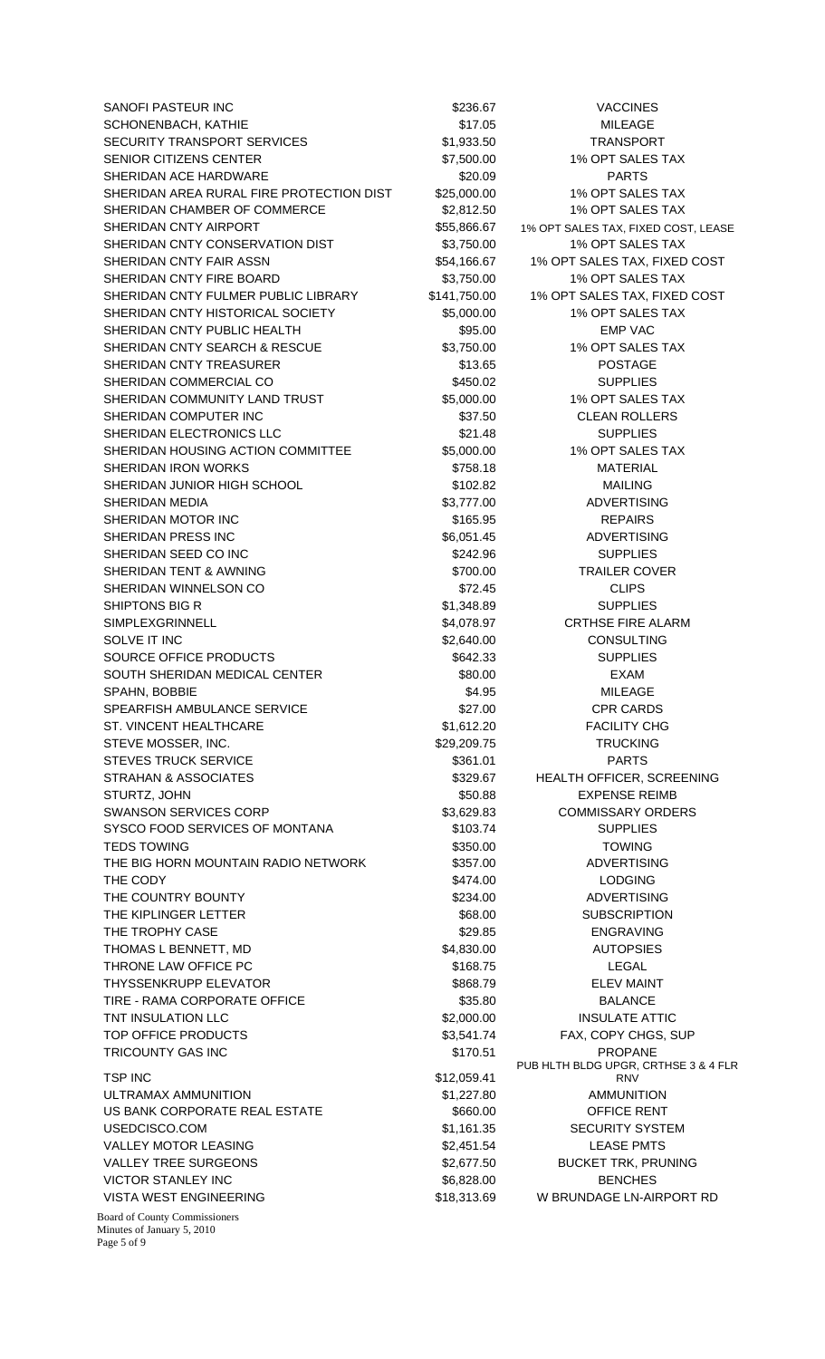| | | |
|---|---|---|
| SANOFI PASTEUR INC | $236.67 | VACCINES |
| SCHONENBACH, KATHIE | $17.05 | MILEAGE |
| SECURITY TRANSPORT SERVICES | $1,933.50 | TRANSPORT |
| SENIOR CITIZENS CENTER | $7,500.00 | 1% OPT SALES TAX |
| SHERIDAN ACE HARDWARE | $20.09 | PARTS |
| SHERIDAN AREA RURAL FIRE PROTECTION DIST | $25,000.00 | 1% OPT SALES TAX |
| SHERIDAN CHAMBER OF COMMERCE | $2,812.50 | 1% OPT SALES TAX |
| SHERIDAN CNTY AIRPORT | $55,866.67 | 1% OPT SALES TAX, FIXED COST, LEASE |
| SHERIDAN CNTY CONSERVATION DIST | $3,750.00 | 1% OPT SALES TAX |
| SHERIDAN CNTY FAIR ASSN | $54,166.67 | 1% OPT SALES TAX, FIXED COST |
| SHERIDAN CNTY FIRE BOARD | $3,750.00 | 1% OPT SALES TAX |
| SHERIDAN CNTY FULMER PUBLIC LIBRARY | $141,750.00 | 1% OPT SALES TAX, FIXED COST |
| SHERIDAN CNTY HISTORICAL SOCIETY | $5,000.00 | 1% OPT SALES TAX |
| SHERIDAN CNTY PUBLIC HEALTH | $95.00 | EMP VAC |
| SHERIDAN CNTY SEARCH & RESCUE | $3,750.00 | 1% OPT SALES TAX |
| SHERIDAN CNTY TREASURER | $13.65 | POSTAGE |
| SHERIDAN COMMERCIAL CO | $450.02 | SUPPLIES |
| SHERIDAN COMMUNITY LAND TRUST | $5,000.00 | 1% OPT SALES TAX |
| SHERIDAN COMPUTER INC | $37.50 | CLEAN ROLLERS |
| SHERIDAN ELECTRONICS LLC | $21.48 | SUPPLIES |
| SHERIDAN HOUSING ACTION COMMITTEE | $5,000.00 | 1% OPT SALES TAX |
| SHERIDAN IRON WORKS | $758.18 | MATERIAL |
| SHERIDAN JUNIOR HIGH SCHOOL | $102.82 | MAILING |
| SHERIDAN MEDIA | $3,777.00 | ADVERTISING |
| SHERIDAN MOTOR INC | $165.95 | REPAIRS |
| SHERIDAN PRESS INC | $6,051.45 | ADVERTISING |
| SHERIDAN SEED CO INC | $242.96 | SUPPLIES |
| SHERIDAN TENT & AWNING | $700.00 | TRAILER COVER |
| SHERIDAN WINNELSON CO | $72.45 | CLIPS |
| SHIPTONS BIG R | $1,348.89 | SUPPLIES |
| SIMPLEXGRINNELL | $4,078.97 | CRTHSE FIRE ALARM |
| SOLVE IT INC | $2,640.00 | CONSULTING |
| SOURCE OFFICE PRODUCTS | $642.33 | SUPPLIES |
| SOUTH SHERIDAN MEDICAL CENTER | $80.00 | EXAM |
| SPAHN, BOBBIE | $4.95 | MILEAGE |
| SPEARFISH AMBULANCE SERVICE | $27.00 | CPR CARDS |
| ST. VINCENT HEALTHCARE | $1,612.20 | FACILITY CHG |
| STEVE MOSSER, INC. | $29,209.75 | TRUCKING |
| STEVES TRUCK SERVICE | $361.01 | PARTS |
| STRAHAN & ASSOCIATES | $329.67 | HEALTH OFFICER, SCREENING |
| STURTZ, JOHN | $50.88 | EXPENSE REIMB |
| SWANSON SERVICES CORP | $3,629.83 | COMMISSARY ORDERS |
| SYSCO FOOD SERVICES OF MONTANA | $103.74 | SUPPLIES |
| TEDS TOWING | $350.00 | TOWING |
| THE BIG HORN MOUNTAIN RADIO NETWORK | $357.00 | ADVERTISING |
| THE CODY | $474.00 | LODGING |
| THE COUNTRY BOUNTY | $234.00 | ADVERTISING |
| THE KIPLINGER LETTER | $68.00 | SUBSCRIPTION |
| THE TROPHY CASE | $29.85 | ENGRAVING |
| THOMAS L BENNETT, MD | $4,830.00 | AUTOPSIES |
| THRONE LAW OFFICE PC | $168.75 | LEGAL |
| THYSSENKRUPP ELEVATOR | $868.79 | ELEV MAINT |
| TIRE - RAMA CORPORATE OFFICE | $35.80 | BALANCE |
| TNT INSULATION LLC | $2,000.00 | INSULATE ATTIC |
| TOP OFFICE PRODUCTS | $3,541.74 | FAX, COPY CHGS, SUP |
| TRICOUNTY GAS INC | $170.51 | PROPANE |
| TSP INC | $12,059.41 | PUB HLTH BLDG UPGR, CRTHSE 3 & 4 FLR RNV |
| ULTRAMAX AMMUNITION | $1,227.80 | AMMUNITION |
| US BANK CORPORATE REAL ESTATE | $660.00 | OFFICE RENT |
| USEDCISCO.COM | $1,161.35 | SECURITY SYSTEM |
| VALLEY MOTOR LEASING | $2,451.54 | LEASE PMTS |
| VALLEY TREE SURGEONS | $2,677.50 | BUCKET TRK, PRUNING |
| VICTOR STANLEY INC | $6,828.00 | BENCHES |
| VISTA WEST ENGINEERING | $18,313.69 | W BRUNDAGE LN-AIRPORT RD |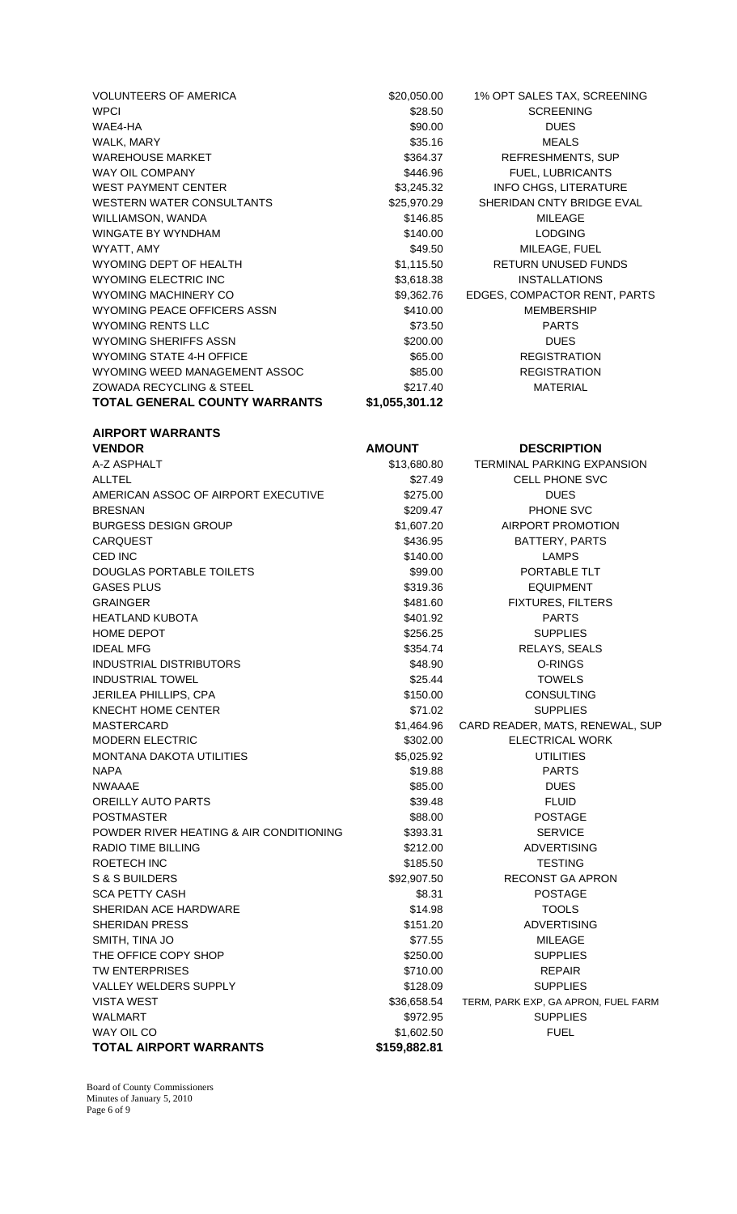| VENDOR | AMOUNT | DESCRIPTION |
|---|---|---|
| VOLUNTEERS OF AMERICA | $20,050.00 | 1% OPT SALES TAX, SCREENING |
| WPCI | $28.50 | SCREENING |
| WAE4-HA | $90.00 | DUES |
| WALK, MARY | $35.16 | MEALS |
| WAREHOUSE MARKET | $364.37 | REFRESHMENTS, SUP |
| WAY OIL COMPANY | $446.96 | FUEL, LUBRICANTS |
| WEST PAYMENT CENTER | $3,245.32 | INFO CHGS, LITERATURE |
| WESTERN WATER CONSULTANTS | $25,970.29 | SHERIDAN CNTY BRIDGE EVAL |
| WILLIAMSON, WANDA | $146.85 | MILEAGE |
| WINGATE BY WYNDHAM | $140.00 | LODGING |
| WYATT, AMY | $49.50 | MILEAGE, FUEL |
| WYOMING DEPT OF HEALTH | $1,115.50 | RETURN UNUSED FUNDS |
| WYOMING ELECTRIC INC | $3,618.38 | INSTALLATIONS |
| WYOMING MACHINERY CO | $9,362.76 | EDGES, COMPACTOR RENT, PARTS |
| WYOMING PEACE OFFICERS ASSN | $410.00 | MEMBERSHIP |
| WYOMING RENTS LLC | $73.50 | PARTS |
| WYOMING SHERIFFS ASSN | $200.00 | DUES |
| WYOMING STATE 4-H OFFICE | $65.00 | REGISTRATION |
| WYOMING WEED MANAGEMENT ASSOC | $85.00 | REGISTRATION |
| ZOWADA RECYCLING & STEEL | $217.40 | MATERIAL |
| **TOTAL GENERAL COUNTY WARRANTS** | **$1,055,301.12** | |

## AIRPORT WARRANTS

| VENDOR | AMOUNT | DESCRIPTION |
|---|---|---|
| A-Z ASPHALT | $13,680.80 | TERMINAL PARKING EXPANSION |
| ALLTEL | $27.49 | CELL PHONE SVC |
| AMERICAN ASSOC OF AIRPORT EXECUTIVE | $275.00 | DUES |
| BRESNAN | $209.47 | PHONE SVC |
| BURGESS DESIGN GROUP | $1,607.20 | AIRPORT PROMOTION |
| CARQUEST | $436.95 | BATTERY, PARTS |
| CED INC | $140.00 | LAMPS |
| DOUGLAS PORTABLE TOILETS | $99.00 | PORTABLE TLT |
| GASES PLUS | $319.36 | EQUIPMENT |
| GRAINGER | $481.60 | FIXTURES, FILTERS |
| HEATLAND KUBOTA | $401.92 | PARTS |
| HOME DEPOT | $256.25 | SUPPLIES |
| IDEAL MFG | $354.74 | RELAYS, SEALS |
| INDUSTRIAL DISTRIBUTORS | $48.90 | O-RINGS |
| INDUSTRIAL TOWEL | $25.44 | TOWELS |
| JERILEA PHILLIPS, CPA | $150.00 | CONSULTING |
| KNECHT HOME CENTER | $71.02 | SUPPLIES |
| MASTERCARD | $1,464.96 | CARD READER, MATS, RENEWAL, SUP |
| MODERN ELECTRIC | $302.00 | ELECTRICAL WORK |
| MONTANA DAKOTA UTILITIES | $5,025.92 | UTILITIES |
| NAPA | $19.88 | PARTS |
| NWAAAE | $85.00 | DUES |
| OREILLY AUTO PARTS | $39.48 | FLUID |
| POSTMASTER | $88.00 | POSTAGE |
| POWDER RIVER HEATING & AIR CONDITIONING | $393.31 | SERVICE |
| RADIO TIME BILLING | $212.00 | ADVERTISING |
| ROETECH INC | $185.50 | TESTING |
| S & S BUILDERS | $92,907.50 | RECONST GA APRON |
| SCA PETTY CASH | $8.31 | POSTAGE |
| SHERIDAN ACE HARDWARE | $14.98 | TOOLS |
| SHERIDAN PRESS | $151.20 | ADVERTISING |
| SMITH, TINA JO | $77.55 | MILEAGE |
| THE OFFICE COPY SHOP | $250.00 | SUPPLIES |
| TW ENTERPRISES | $710.00 | REPAIR |
| VALLEY WELDERS SUPPLY | $128.09 | SUPPLIES |
| VISTA WEST | $36,658.54 | TERM, PARK EXP, GA APRON, FUEL FARM |
| WALMART | $972.95 | SUPPLIES |
| WAY OIL CO | $1,602.50 | FUEL |
| **TOTAL AIRPORT WARRANTS** | **$159,882.81** | |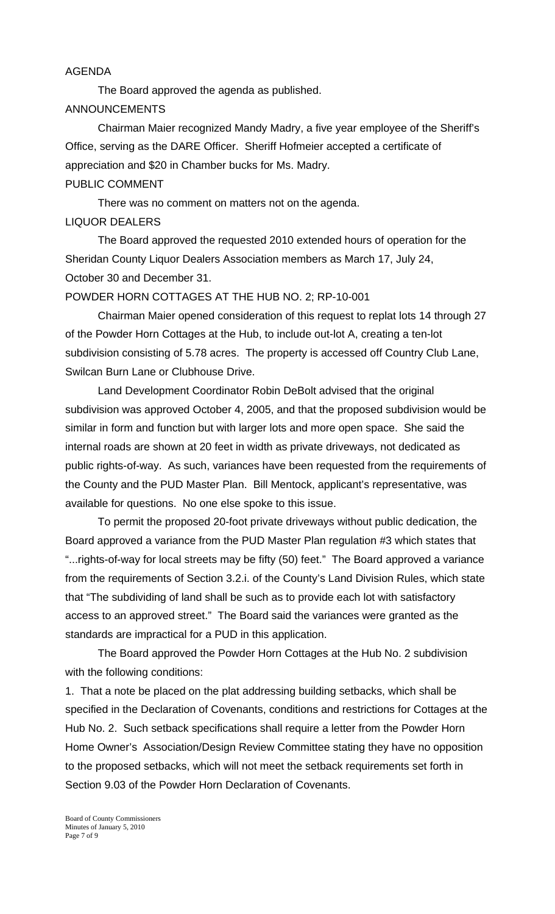AGENDA

The Board approved the agenda as published.

ANNOUNCEMENTS

Chairman Maier recognized Mandy Madry, a five year employee of the Sheriff's Office, serving as the DARE Officer. Sheriff Hofmeier accepted a certificate of appreciation and $20 in Chamber bucks for Ms. Madry.

PUBLIC COMMENT

There was no comment on matters not on the agenda.

LIQUOR DEALERS

The Board approved the requested 2010 extended hours of operation for the Sheridan County Liquor Dealers Association members as March 17, July 24, October 30 and December 31.

POWDER HORN COTTAGES AT THE HUB NO. 2; RP-10-001

Chairman Maier opened consideration of this request to replat lots 14 through 27 of the Powder Horn Cottages at the Hub, to include out-lot A, creating a ten-lot subdivision consisting of 5.78 acres. The property is accessed off Country Club Lane, Swilcan Burn Lane or Clubhouse Drive.

Land Development Coordinator Robin DeBolt advised that the original subdivision was approved October 4, 2005, and that the proposed subdivision would be similar in form and function but with larger lots and more open space. She said the internal roads are shown at 20 feet in width as private driveways, not dedicated as public rights-of-way. As such, variances have been requested from the requirements of the County and the PUD Master Plan. Bill Mentock, applicant's representative, was available for questions. No one else spoke to this issue.

To permit the proposed 20-foot private driveways without public dedication, the Board approved a variance from the PUD Master Plan regulation #3 which states that "...rights-of-way for local streets may be fifty (50) feet." The Board approved a variance from the requirements of Section 3.2.i. of the County's Land Division Rules, which state that "The subdividing of land shall be such as to provide each lot with satisfactory access to an approved street." The Board said the variances were granted as the standards are impractical for a PUD in this application.

The Board approved the Powder Horn Cottages at the Hub No. 2 subdivision with the following conditions:

1. That a note be placed on the plat addressing building setbacks, which shall be specified in the Declaration of Covenants, conditions and restrictions for Cottages at the Hub No. 2. Such setback specifications shall require a letter from the Powder Horn Home Owner's Association/Design Review Committee stating they have no opposition to the proposed setbacks, which will not meet the setback requirements set forth in Section 9.03 of the Powder Horn Declaration of Covenants.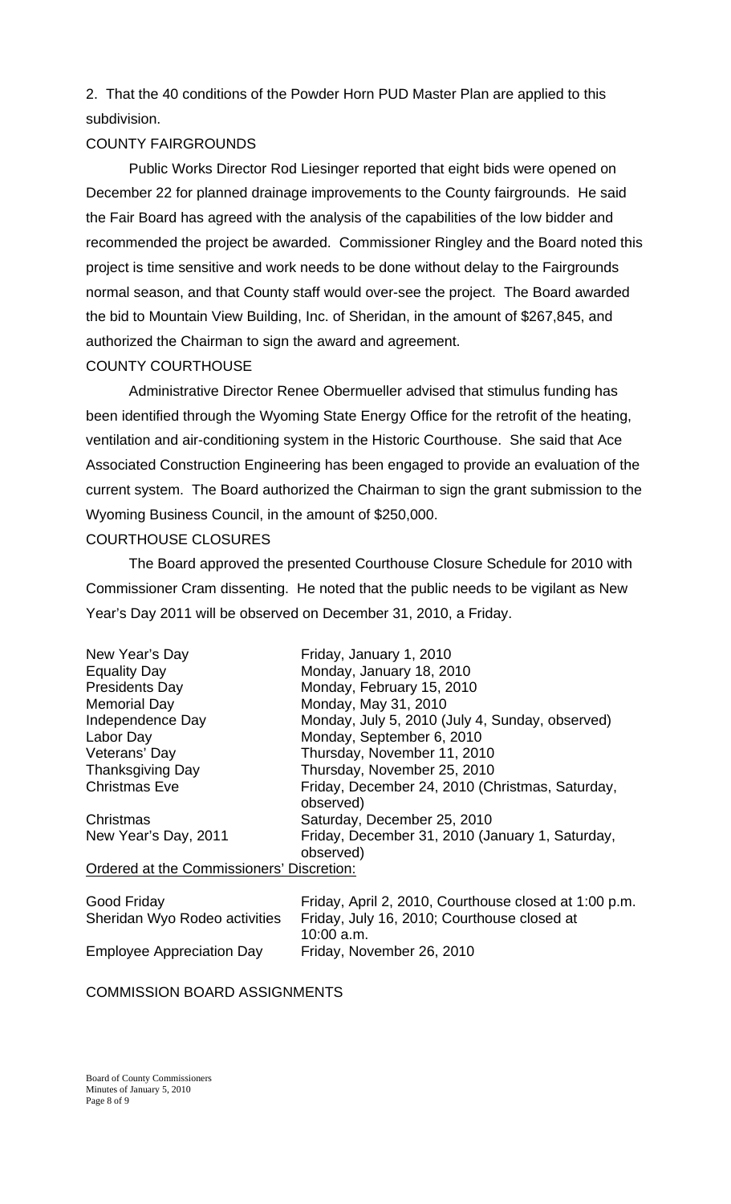2. That the 40 conditions of the Powder Horn PUD Master Plan are applied to this subdivision.

## COUNTY FAIRGROUNDS

Public Works Director Rod Liesinger reported that eight bids were opened on December 22 for planned drainage improvements to the County fairgrounds. He said the Fair Board has agreed with the analysis of the capabilities of the low bidder and recommended the project be awarded. Commissioner Ringley and the Board noted this project is time sensitive and work needs to be done without delay to the Fairgrounds normal season, and that County staff would over-see the project. The Board awarded the bid to Mountain View Building, Inc. of Sheridan, in the amount of $267,845, and authorized the Chairman to sign the award and agreement.

## COUNTY COURTHOUSE

Administrative Director Renee Obermueller advised that stimulus funding has been identified through the Wyoming State Energy Office for the retrofit of the heating, ventilation and air-conditioning system in the Historic Courthouse. She said that Ace Associated Construction Engineering has been engaged to provide an evaluation of the current system. The Board authorized the Chairman to sign the grant submission to the Wyoming Business Council, in the amount of $250,000.

## COURTHOUSE CLOSURES

The Board approved the presented Courthouse Closure Schedule for 2010 with Commissioner Cram dissenting. He noted that the public needs to be vigilant as New Year's Day 2011 will be observed on December 31, 2010, a Friday.

| | |
|---|---|
| New Year's Day | Friday, January 1, 2010 |
| Equality Day | Monday, January 18, 2010 |
| Presidents Day | Monday, February 15, 2010 |
| Memorial Day | Monday, May 31, 2010 |
| Independence Day | Monday, July 5, 2010 (July 4, Sunday, observed) |
| Labor Day | Monday, September 6, 2010 |
| Veterans' Day | Thursday, November 11, 2010 |
| Thanksgiving Day | Thursday, November 25, 2010 |
| Christmas Eve | Friday, December 24, 2010 (Christmas, Saturday, observed) |
| Christmas | Saturday, December 25, 2010 |
| New Year's Day, 2011 | Friday, December 31, 2010 (January 1, Saturday, observed) |

<u>Ordered at the Commissioners' Discretion:</u>

| | |
|---|---|
| Good Friday | Friday, April 2, 2010, Courthouse closed at 1:00 p.m. |
| Sheridan Wyo Rodeo activities | Friday, July 16, 2010; Courthouse closed at 10:00 a.m. |
| Employee Appreciation Day | Friday, November 26, 2010 |

## COMMISSION BOARD ASSIGNMENTS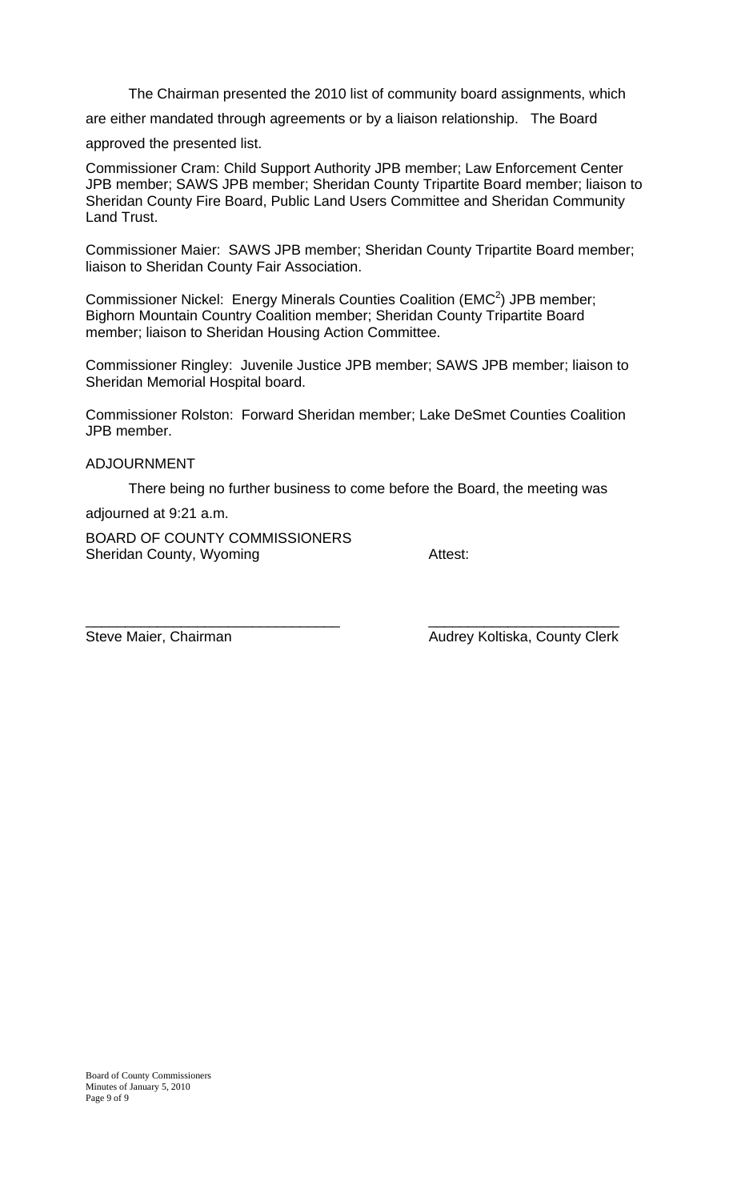The Chairman presented the 2010 list of community board assignments, which are either mandated through agreements or by a liaison relationship. The Board approved the presented list.

Commissioner Cram: Child Support Authority JPB member; Law Enforcement Center JPB member; SAWS JPB member; Sheridan County Tripartite Board member; liaison to Sheridan County Fire Board, Public Land Users Committee and Sheridan Community Land Trust.

Commissioner Maier: SAWS JPB member; Sheridan County Tripartite Board member; liaison to Sheridan County Fair Association.

Commissioner Nickel: Energy Minerals Counties Coalition ($EMC^2$) JPB member; Bighorn Mountain Country Coalition member; Sheridan County Tripartite Board member; liaison to Sheridan Housing Action Committee.

Commissioner Ringley: Juvenile Justice JPB member; SAWS JPB member; liaison to Sheridan Memorial Hospital board.

Commissioner Rolston: Forward Sheridan member; Lake DeSmet Counties Coalition JPB member.

ADJOURNMENT

There being no further business to come before the Board, the meeting was adjourned at 9:21 a.m.

BOARD OF COUNTY COMMISSIONERS
Sheridan County, Wyoming

Attest:

________________________________
Steve Maier, Chairman

________________________
Audrey Koltiska, County Clerk

Board of County Commissioners
Minutes of January 5, 2010